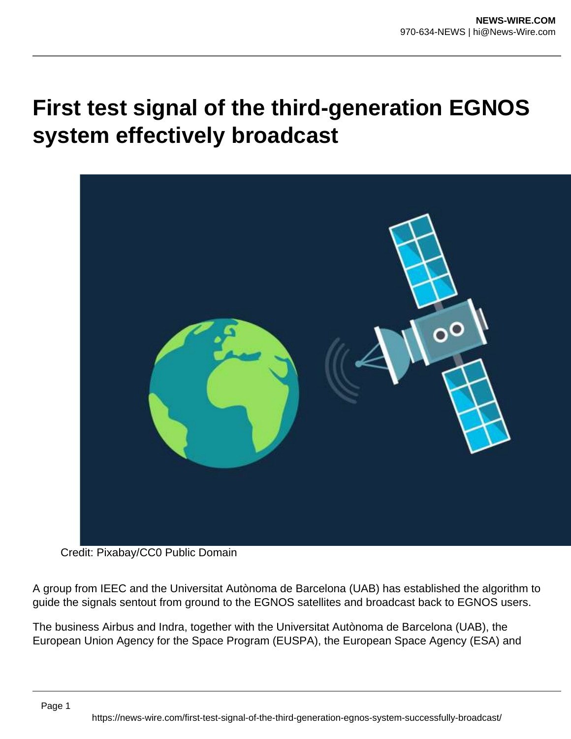# First test signal of the third-generation EGNOS system effectively broadcast

Credit: Pixabay/CC0 Public Domain

A group from IEEC and the Universitat Autònoma de Barcelona (UAB) has established the algorithm to guide the signals sentout from ground to the EGNOS satellites and broadcast back to EGNOS users.

The business Airbus and Indra, together with the Universitat Autònoma de Barcelona (UAB), the European Union Agency for the Space Program (EUSPA), the European Space Agency (ESA) and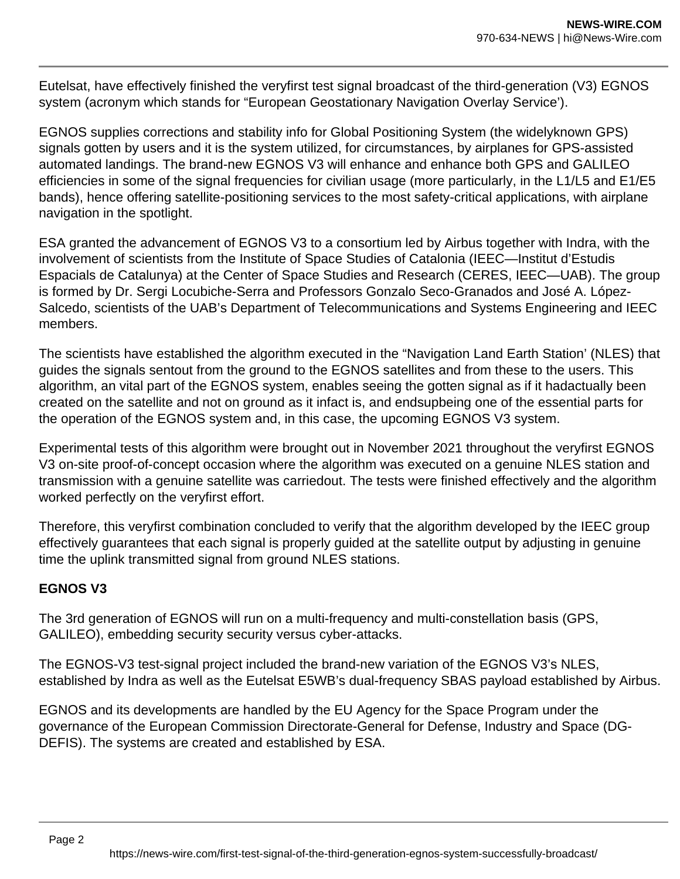Eutelsat, have effectively finished the veryfirst test signal broadcast of the third-generation (V3) EGNOS system (acronym which stands for “European Geostationary Navigation Overlay Service’).

EGNOS supplies corrections and stability info for Global Positioning System (the widelyknown GPS) signals gotten by users and it is the system utilized, for circumstances, by airplanes for GPS-assisted automated landings. The brand-new EGNOS V3 will enhance and enhance both GPS and GALILEO efficiencies in some of the signal frequencies for civilian usage (more particularly, in the L1/L5 and E1/E5 bands), hence offering satellite-positioning services to the most safety-critical applications, with airplane navigation in the spotlight.

ESA granted the advancement of EGNOS V3 to a consortium led by Airbus together with Indra, with the involvement of scientists from the Institute of Space Studies of Catalonia (IEEC—Institut d’Estudis Espacials de Catalunya) at the Center of Space Studies and Research (CERES, IEEC—UAB). The group is formed by Dr. Sergi Locubiche-Serra and Professors Gonzalo Seco-Granados and José A. López-Salcedo, scientists of the UAB’s Department of Telecommunications and Systems Engineering and IEEC members.

The scientists have established the algorithm executed in the “Navigation Land Earth Station’ (NLES) that guides the signals sentout from the ground to the EGNOS satellites and from these to the users. This algorithm, an vital part of the EGNOS system, enables seeing the gotten signal as if it hadactually been created on the satellite and not on ground as it infact is, and endsupbeing one of the essential parts for the operation of the EGNOS system and, in this case, the upcoming EGNOS V3 system.

Experimental tests of this algorithm were brought out in November 2021 throughout the veryfirst EGNOS V3 on-site proof-of-concept occasion where the algorithm was executed on a genuine NLES station and transmission with a genuine satellite was carriedout. The tests were finished effectively and the algorithm worked perfectly on the veryfirst effort.

Therefore, this veryfirst combination concluded to verify that the algorithm developed by the IEEC group effectively guarantees that each signal is properly guided at the satellite output by adjusting in genuine time the uplink transmitted signal from ground NLES stations.

**EGNOS V3**

The 3rd generation of EGNOS will run on a multi-frequency and multi-constellation basis (GPS, GALILEO), embedding security security versus cyber-attacks.

The EGNOS-V3 test-signal project included the brand-new variation of the EGNOS V3’s NLES, established by Indra as well as the Eutelsat E5WB’s dual-frequency SBAS payload established by Airbus.

EGNOS and its developments are handled by the EU Agency for the Space Program under the governance of the European Commission Directorate-General for Defense, Industry and Space (DG-DEFIS). The systems are created and established by ESA.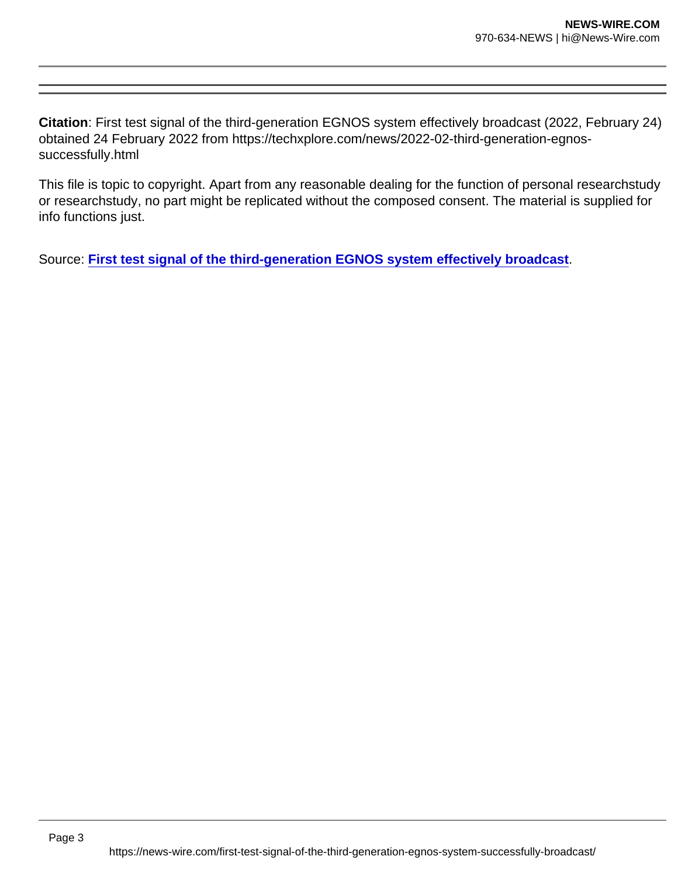**Citation**: First test signal of the third-generation EGNOS system effectively broadcast (2022, February 24) obtained 24 February 2022 from https://techxplore.com/news/2022-02-third-generation-egnos-successfully.html

This file is topic to copyright. Apart from any reasonable dealing for the function of personal researchstudy or researchstudy, no part might be replicated without the composed consent. The material is supplied for info functions just.

Source: **First test signal of the third-generation EGNOS system effectively broadcast**.